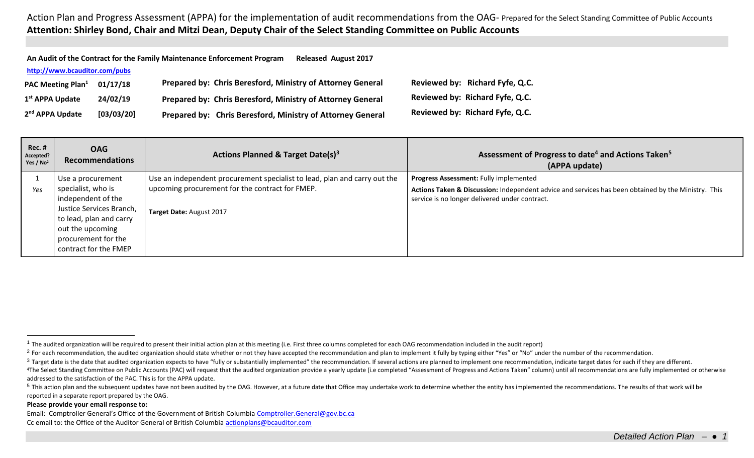Action Plan and Progress Assessment (APPA) for the implementation of audit recommendations from the OAG- Prepared for the Select Standing Committee of Public Accounts

**Attention: Shirley Bond, Chair and Mitzi Dean, Deputy Chair of the Select Standing Committee on Public Accounts**

**An Audit of the Contract for the Family Maintenance Enforcement Program Released August 2017**

**http://www.bcauditor.com/pubs**

| | | | |
|---|---|---|---|
| **PAC Meeting Plan[1]** | **01/17/18** | **Prepared by: Chris Beresford, Ministry of Attorney General** | **Reviewed by: Richard Fyfe, Q.C.** |
| **1st APPA Update** | **24/02/19** | **Prepared by: Chris Beresford, Ministry of Attorney General** | **Reviewed by: Richard Fyfe, Q.C.** |
| **2nd APPA Update** | **[03/03/20]** | **Prepared by: Chris Beresford, Ministry of Attorney General** | **Reviewed by: Richard Fyfe, Q.C.** |

| Rec. # Accepted? Yes / No[2] | OAG Recommendations | Actions Planned & Target Date(s)[3] | Assessment of Progress to date[4] and Actions Taken[5] (APPA update) |
|---|---|---|---|
| 1 *Yes* | Use a procurement specialist, who is independent of the Justice Services Branch, to lead, plan and carry out the upcoming procurement for the contract for the FMEP | Use an independent procurement specialist to lead, plan and carry out the upcoming procurement for the contract for FMEP. **Target Date:** August 2017 | **Progress Assessment:** Fully implemented **Actions Taken & Discussion:** Independent advice and services has been obtained by the Ministry. This service is no longer delivered under contract. |

[1] The audited organization will be required to present their initial action plan at this meeting (i.e. First three columns completed for each OAG recommendation included in the audit report)

[2] For each recommendation, the audited organization should state whether or not they have accepted the recommendation and plan to implement it fully by typing either "Yes" or "No" under the number of the recommendation.

[3] Target date is the date that audited organization expects to have "fully or substantially implemented" the recommendation. If several actions are planned to implement one recommendation, indicate target dates for each if they are different.

[4]The Select Standing Committee on Public Accounts (PAC) will request that the audited organization provide a yearly update (i.e completed "Assessment of Progress and Actions Taken" column) until all recommendations are fully implemented or otherwise addressed to the satisfaction of the PAC. This is for the APPA update.

[5] This action plan and the subsequent updates have not been audited by the OAG. However, at a future date that Office may undertake work to determine whether the entity has implemented the recommendations. The results of that work will be reported in a separate report prepared by the OAG.

**Please provide your email response to:**

Email: Comptroller General's Office of the Government of British Columbia Comptroller.General@gov.bc.ca

Cc email to: the Office of the Auditor General of British Columbia actionplans@bcauditor.com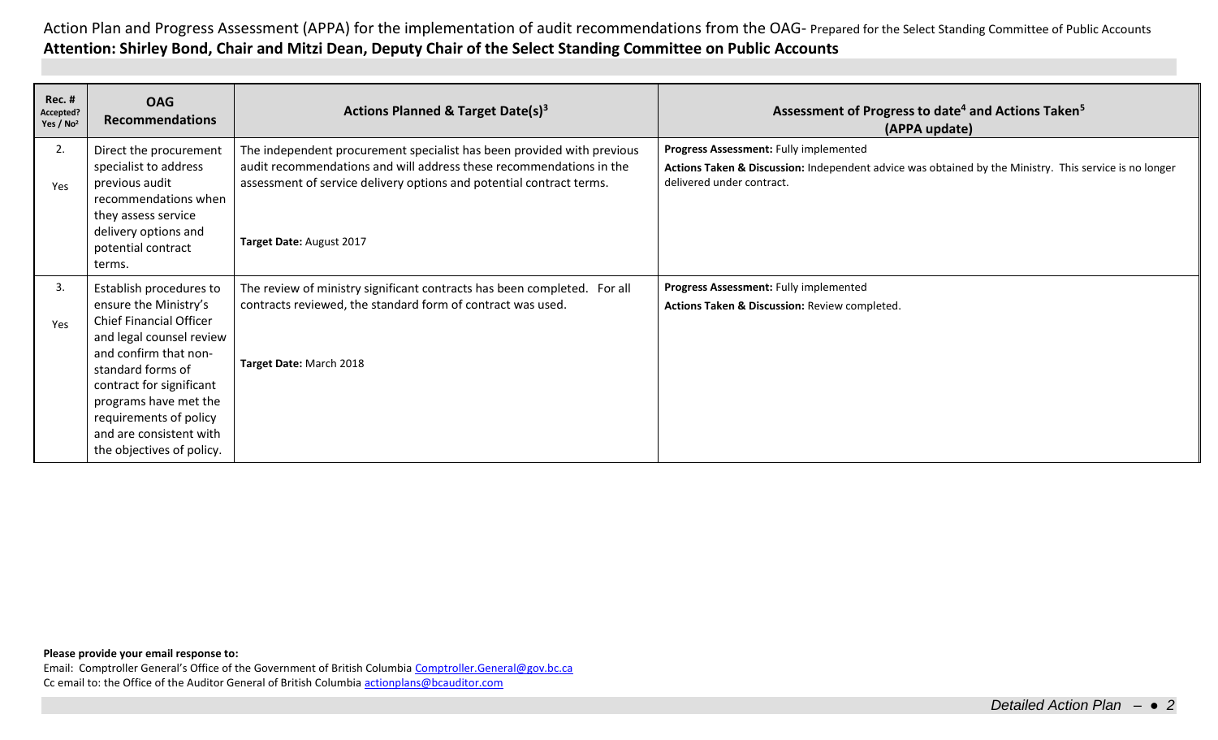Action Plan and Progress Assessment (APPA) for the implementation of audit recommendations from the OAG- Prepared for the Select Standing Committee of Public Accounts

**Attention: Shirley Bond, Chair and Mitzi Dean, Deputy Chair of the Select Standing Committee on Public Accounts**

| Rec. # Accepted? Yes / No[2] | OAG Recommendations | Actions Planned & Target Date(s)[3] | Assessment of Progress to date[4] and Actions Taken[5] (APPA update) |
|---|---|---|---|
| 2. Yes | Direct the procurement specialist to address previous audit recommendations when they assess service delivery options and potential contract terms. | The independent procurement specialist has been provided with previous audit recommendations and will address these recommendations in the assessment of service delivery options and potential contract terms. **Target Date:** August 2017 | **Progress Assessment:** Fully implemented **Actions Taken & Discussion:** Independent advice was obtained by the Ministry. This service is no longer delivered under contract. |
| 3. Yes | Establish procedures to ensure the Ministry's Chief Financial Officer and legal counsel review and confirm that non-standard forms of contract for significant programs have met the requirements of policy and are consistent with the objectives of policy. | The review of ministry significant contracts has been completed. For all contracts reviewed, the standard form of contract was used. **Target Date:** March 2018 | **Progress Assessment:** Fully implemented **Actions Taken & Discussion:** Review completed. |

**Please provide your email response to:**

Email: Comptroller General's Office of the Government of British Columbia Comptroller.General@gov.bc.ca

Cc email to: the Office of the Auditor General of British Columbia actionplans@bcauditor.com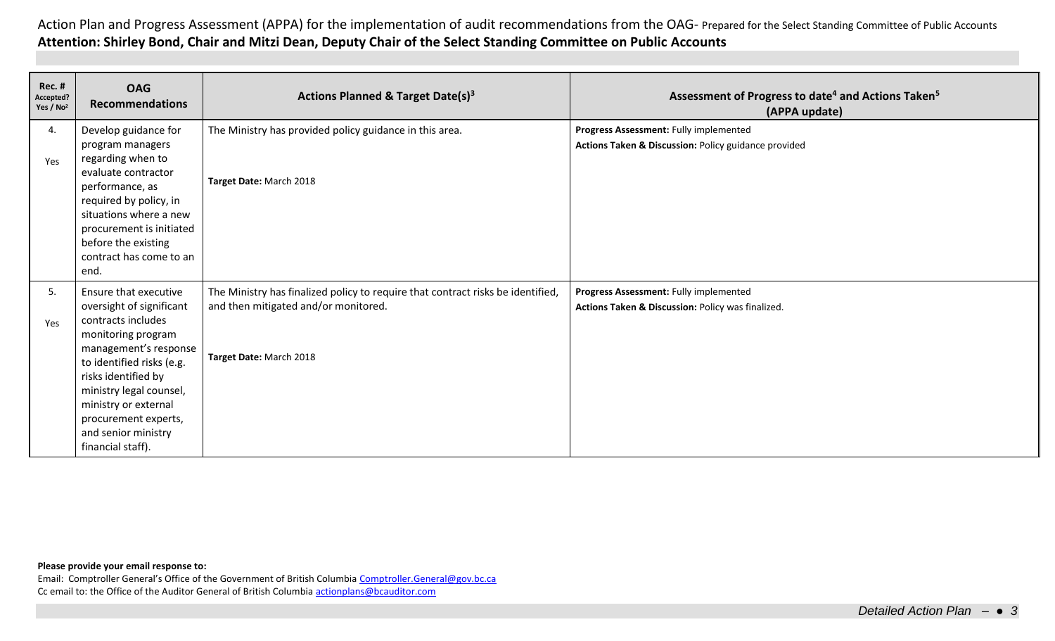Action Plan and Progress Assessment (APPA) for the implementation of audit recommendations from the OAG- Prepared for the Select Standing Committee of Public Accounts

**Attention: Shirley Bond, Chair and Mitzi Dean, Deputy Chair of the Select Standing Committee on Public Accounts**

| Rec. # Accepted? Yes / No[2] | OAG Recommendations | Actions Planned & Target Date(s)[3] | Assessment of Progress to date[4] and Actions Taken[5] (APPA update) |
|---|---|---|---|
| 4. Yes | Develop guidance for program managers regarding when to evaluate contractor performance, as required by policy, in situations where a new procurement is initiated before the existing contract has come to an end. | The Ministry has provided policy guidance in this area. **Target Date:** March 2018 | **Progress Assessment:** Fully implemented **Actions Taken & Discussion:** Policy guidance provided |
| 5. Yes | Ensure that executive oversight of significant contracts includes monitoring program management's response to identified risks (e.g. risks identified by ministry legal counsel, ministry or external procurement experts, and senior ministry financial staff). | The Ministry has finalized policy to require that contract risks be identified, and then mitigated and/or monitored. **Target Date:** March 2018 | **Progress Assessment:** Fully implemented **Actions Taken & Discussion:** Policy was finalized. |

**Please provide your email response to:**

Email: Comptroller General's Office of the Government of British Columbia Comptroller.General@gov.bc.ca

Cc email to: the Office of the Auditor General of British Columbia actionplans@bcauditor.com